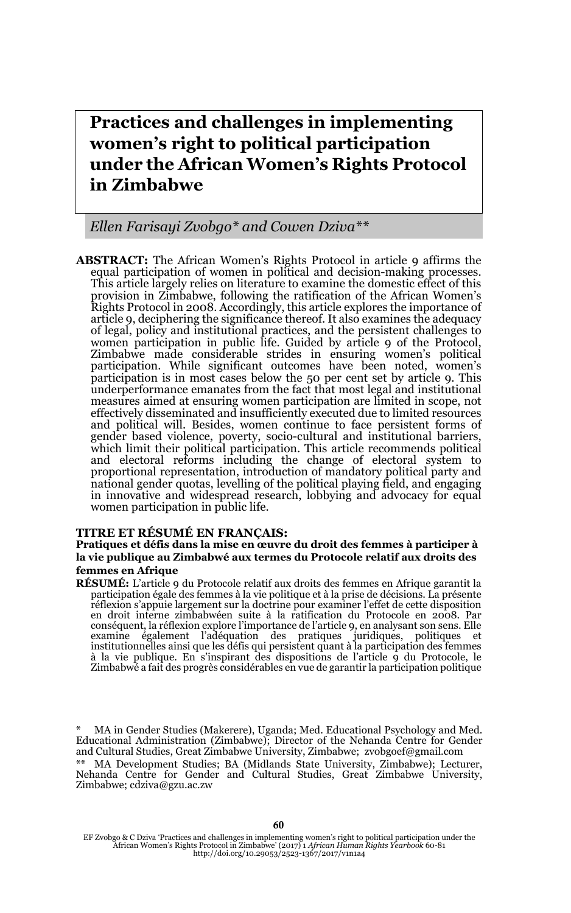# Practices and challenges in implementing women's right to political participation under the African Women's Rights Protocol in Zimbabwe

*Ellen Farisayi Zvobgo\* and Cowen Dziva\*\**

**ABSTRACT:** The African Women's Rights Protocol in article 9 affirms the equal participation of women in political and decision-making processes. This article largely relies on literature to examine the domestic effect of this provision in Zimbabwe, following the ratification of the African Women's Rights Protocol in 2008. Accordingly, this article explores the importance of article 9, deciphering the significance thereof. It also examines the adequacy of legal, policy and institutional practices, and the persistent challenges to women participation in public life. Guided by article 9 of the Protocol, Zimbabwe made considerable strides in ensuring women's political participation. While significant outcomes have been noted, women's participation is in most cases below the 50 per cent set by article 9. This underperformance emanates from the fact that most legal and institutional measures aimed at ensuring women participation are limited in scope, not effectively disseminated and insufficiently executed due to limited resources and political will. Besides, women continue to face persistent forms of gender based violence, poverty, socio-cultural and institutional barriers, which limit their political participation. This article recommends political and electoral reforms including the change of electoral system to proportional representation, introduction of mandatory political party and national gender quotas, levelling of the political playing field, and engaging in innovative and widespread research, lobbying and advocacy for equal women participation in public life.

**TITRE ET RÉSUMÉ EN FRANÇAIS:**

**Pratiques et défis dans la mise en œuvre du droit des femmes à participer à la vie publique au Zimbabwé aux termes du Protocole relatif aux droits des femmes en Afrique**

**RÉSUMÉ:** L'article 9 du Protocole relatif aux droits des femmes en Afrique garantit la participation égale des femmes à la vie politique et à la prise de décisions. La présente réflexion s'appuie largement sur la doctrine pour examiner l'effet de cette disposition en droit interne zimbabwéen suite à la ratification du Protocole en 2008. Par conséquent, la réflexion explore l'importance de l'article 9, en analysant son sens. Elle examine également l'adéquation des pratiques juridiques, politiques et institutionnelles ainsi que les défis qui persistent quant à la participation des femmes à la vie publique. En s'inspirant des dispositions de l'article 9 du Protocole, le Zimbabwé a fait des progrès considérables en vue de garantir la participation politique

\* MA in Gender Studies (Makerere), Uganda; Med. Educational Psychology and Med. Educational Administration (Zimbabwe); Director of the Nehanda Centre for Gender and Cultural Studies, Great Zimbabwe University, Zimbabwe; zvobgoef@gmail.com

\*\* MA Development Studies; BA (Midlands State University, Zimbabwe); Lecturer, Nehanda Centre for Gender and Cultural Studies, Great Zimbabwe University, Zimbabwe; cdziva@gzu.ac.zw

EF Zvobgo & C Dziva 'Practices and challenges in implementing women's right to political participation under the African Women's Rights Protocol in Zimbabwe' (2017) 1 *African Human Rights Yearbook* 60-81
http://doi.org/10.29053/2523-1367/2017/v1n1a4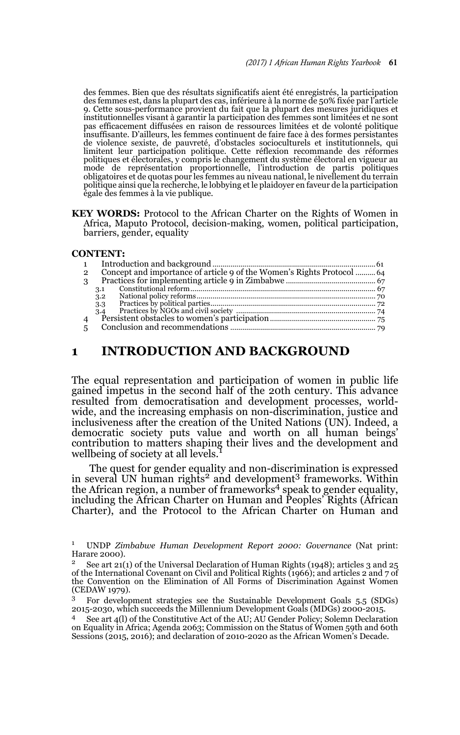des femmes. Bien que des résultats significatifs aient été enregistrés, la participation des femmes est, dans la plupart des cas, inférieure à la norme de 50% fixée par l'article 9. Cette sous-performance provient du fait que la plupart des mesures juridiques et institutionnelles visant à garantir la participation des femmes sont limitées et ne sont pas efficacement diffusées en raison de ressources limitées et de volonté politique insuffisante. D'ailleurs, les femmes continuent de faire face à des formes persistantes de violence sexiste, de pauvreté, d'obstacles socioculturels et institutionnels, qui limitent leur participation politique. Cette réflexion recommande des réformes politiques et électorales, y compris le changement du système électoral en vigueur au mode de représentation proportionnelle, l'introduction de partis politiques obligatoires et de quotas pour les femmes au niveau national, le nivellement du terrain politique ainsi que la recherche, le lobbying et le plaidoyer en faveur de la participation égale des femmes à la vie publique.

**KEY WORDS:** Protocol to the African Charter on the Rights of Women in Africa, Maputo Protocol, decision-making, women, political participation, barriers, gender, equality

**CONTENT:**

1 Introduction and background ... 61
2 Concept and importance of article 9 of the Women's Rights Protocol ... 64
3 Practices for implementing article 9 in Zimbabwe ... 67
 3.1 Constitutional reform ... 67
 3.2 National policy reforms ... 70
 3.3 Practices by political parties ... 72
 3.4 Practices by NGOs and civil society ... 74
4 Persistent obstacles to women's participation ... 75
5 Conclusion and recommendations ... 79

# 1 INTRODUCTION AND BACKGROUND

The equal representation and participation of women in public life gained impetus in the second half of the 20th century. This advance resulted from democratisation and development processes, worldwide, and the increasing emphasis on non-discrimination, justice and inclusiveness after the creation of the United Nations (UN). Indeed, a democratic society puts value and worth on all human beings' contribution to matters shaping their lives and the development and wellbeing of society at all levels.[1]

The quest for gender equality and non-discrimination is expressed in several UN human rights[2] and development[3] frameworks. Within the African region, a number of frameworks[4] speak to gender equality, including the African Charter on Human and Peoples' Rights (African Charter), and the Protocol to the African Charter on Human and

1 UNDP *Zimbabwe Human Development Report 2000: Governance* (Nat print: Harare 2000).

2 See art 21(1) of the Universal Declaration of Human Rights (1948); articles 3 and 25 of the International Covenant on Civil and Political Rights (1966); and articles 2 and 7 of the Convention on the Elimination of All Forms of Discrimination Against Women (CEDAW 1979).

3 For development strategies see the Sustainable Development Goals 5.5 (SDGs) 2015-2030, which succeeds the Millennium Development Goals (MDGs) 2000-2015.

4 See art 4(l) of the Constitutive Act of the AU; AU Gender Policy; Solemn Declaration on Equality in Africa; Agenda 2063; Commission on the Status of Women 59th and 60th Sessions (2015, 2016); and declaration of 2010-2020 as the African Women's Decade.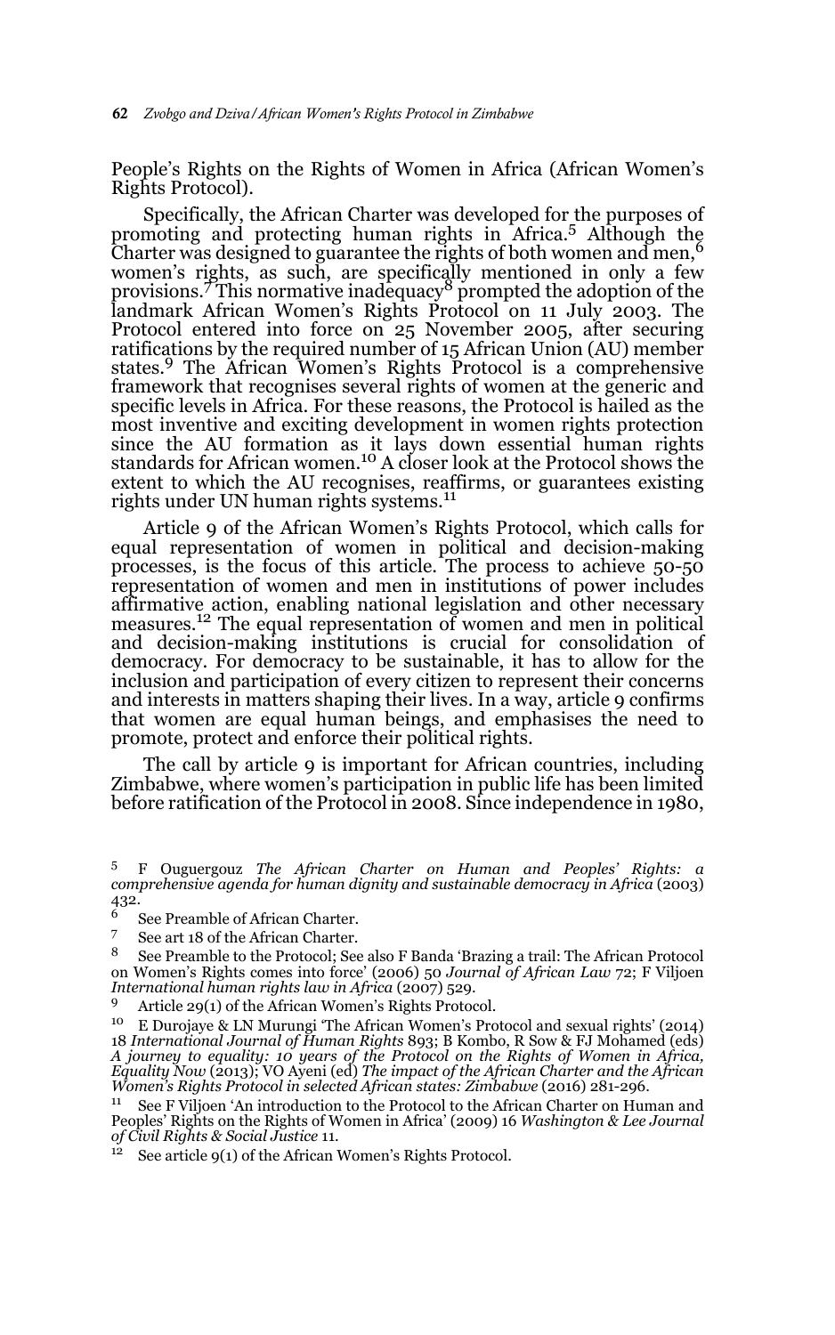People's Rights on the Rights of Women in Africa (African Women's Rights Protocol).

Specifically, the African Charter was developed for the purposes of promoting and protecting human rights in Africa.[5] Although the Charter was designed to guarantee the rights of both women and men,[6] women's rights, as such, are specifically mentioned in only a few provisions.[7] This normative inadequacy[8] prompted the adoption of the landmark African Women's Rights Protocol on 11 July 2003. The Protocol entered into force on 25 November 2005, after securing ratifications by the required number of 15 African Union (AU) member states.[9] The African Women's Rights Protocol is a comprehensive framework that recognises several rights of women at the generic and specific levels in Africa. For these reasons, the Protocol is hailed as the most inventive and exciting development in women rights protection since the AU formation as it lays down essential human rights standards for African women.[10] A closer look at the Protocol shows the extent to which the AU recognises, reaffirms, or guarantees existing rights under UN human rights systems.[11]

Article 9 of the African Women's Rights Protocol, which calls for equal representation of women in political and decision-making processes, is the focus of this article. The process to achieve 50-50 representation of women and men in institutions of power includes affirmative action, enabling national legislation and other necessary measures.[12] The equal representation of women and men in political and decision-making institutions is crucial for consolidation of democracy. For democracy to be sustainable, it has to allow for the inclusion and participation of every citizen to represent their concerns and interests in matters shaping their lives. In a way, article 9 confirms that women are equal human beings, and emphasises the need to promote, protect and enforce their political rights.

The call by article 9 is important for African countries, including Zimbabwe, where women's participation in public life has been limited before ratification of the Protocol in 2008. Since independence in 1980,

---

[5] F Ouguergouz *The African Charter on Human and Peoples' Rights: a comprehensive agenda for human dignity and sustainable democracy in Africa* (2003) 432.

[6] See Preamble of African Charter.

[7] See art 18 of the African Charter.

[8] See Preamble to the Protocol; See also F Banda 'Brazing a trail: The African Protocol on Women's Rights comes into force' (2006) 50 *Journal of African Law* 72; F Viljoen *International human rights law in Africa* (2007) 529.

[9] Article 29(1) of the African Women's Rights Protocol.

[10] E Durojaye & LN Murungi 'The African Women's Protocol and sexual rights' (2014) 18 *International Journal of Human Rights* 893; B Kombo, R Sow & FJ Mohamed (eds) *A journey to equality: 10 years of the Protocol on the Rights of Women in Africa, Equality Now* (2013); VO Ayeni (ed) *The impact of the African Charter and the African Women's Rights Protocol in selected African states: Zimbabwe* (2016) 281-296.

[11] See F Viljoen 'An introduction to the Protocol to the African Charter on Human and Peoples' Rights on the Rights of Women in Africa' (2009) 16 *Washington & Lee Journal of Civil Rights & Social Justice* 11.

[12] See article 9(1) of the African Women's Rights Protocol.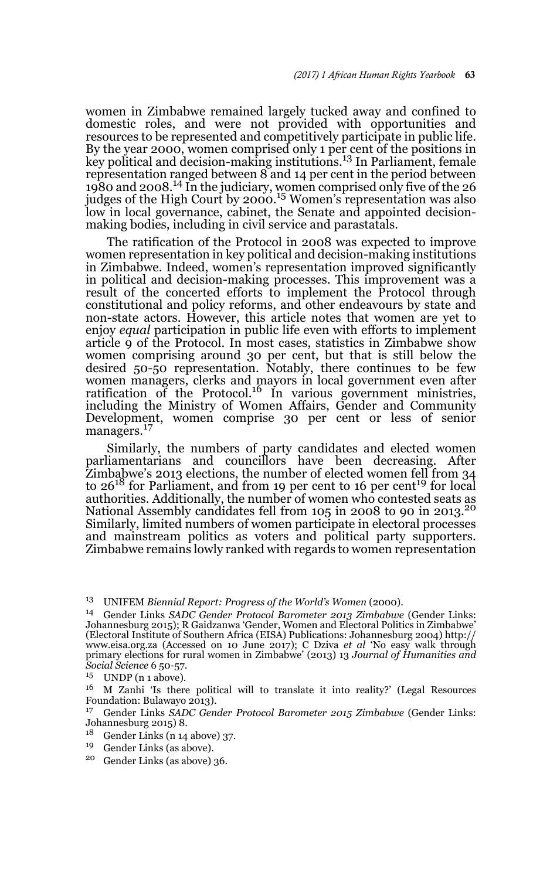women in Zimbabwe remained largely tucked away and confined to domestic roles, and were not provided with opportunities and resources to be represented and competitively participate in public life. By the year 2000, women comprised only 1 per cent of the positions in key political and decision-making institutions.[13] In Parliament, female representation ranged between 8 and 14 per cent in the period between 1980 and 2008.[14] In the judiciary, women comprised only five of the 26 judges of the High Court by 2000.[15] Women's representation was also low in local governance, cabinet, the Senate and appointed decision-making bodies, including in civil service and parastatals.

The ratification of the Protocol in 2008 was expected to improve women representation in key political and decision-making institutions in Zimbabwe. Indeed, women's representation improved significantly in political and decision-making processes. This improvement was a result of the concerted efforts to implement the Protocol through constitutional and policy reforms, and other endeavours by state and non-state actors. However, this article notes that women are yet to enjoy *equal* participation in public life even with efforts to implement article 9 of the Protocol. In most cases, statistics in Zimbabwe show women comprising around 30 per cent, but that is still below the desired 50-50 representation. Notably, there continues to be few women managers, clerks and mayors in local government even after ratification of the Protocol.[16] In various government ministries, including the Ministry of Women Affairs, Gender and Community Development, women comprise 30 per cent or less of senior managers.[17]

Similarly, the numbers of party candidates and elected women parliamentarians and councillors have been decreasing. After Zimbabwe's 2013 elections, the number of elected women fell from 34 to 26[18] for Parliament, and from 19 per cent to 16 per cent[19] for local authorities. Additionally, the number of women who contested seats as National Assembly candidates fell from 105 in 2008 to 90 in 2013.[20] Similarly, limited numbers of women participate in electoral processes and mainstream politics as voters and political party supporters. Zimbabwe remains lowly ranked with regards to women representation

---

13 UNIFEM *Biennial Report: Progress of the World's Women* (2000).

14 Gender Links *SADC Gender Protocol Barometer 2013 Zimbabwe* (Gender Links: Johannesburg 2015); R Gaidzanwa 'Gender, Women and Electoral Politics in Zimbabwe' (Electoral Institute of Southern Africa (EISA) Publications: Johannesburg 2004) http://www.eisa.org.za (Accessed on 10 June 2017); C Dziva *et al* 'No easy walk through primary elections for rural women in Zimbabwe' (2013) 13 *Journal of Humanities and Social Science* 6 50-57.

15 UNDP (n 1 above).

16 M Zanhi 'Is there political will to translate it into reality?' (Legal Resources Foundation: Bulawayo 2013).

17 Gender Links *SADC Gender Protocol Barometer 2015 Zimbabwe* (Gender Links: Johannesburg 2015) 8.

18 Gender Links (n 14 above) 37.

19 Gender Links (as above).

20 Gender Links (as above) 36.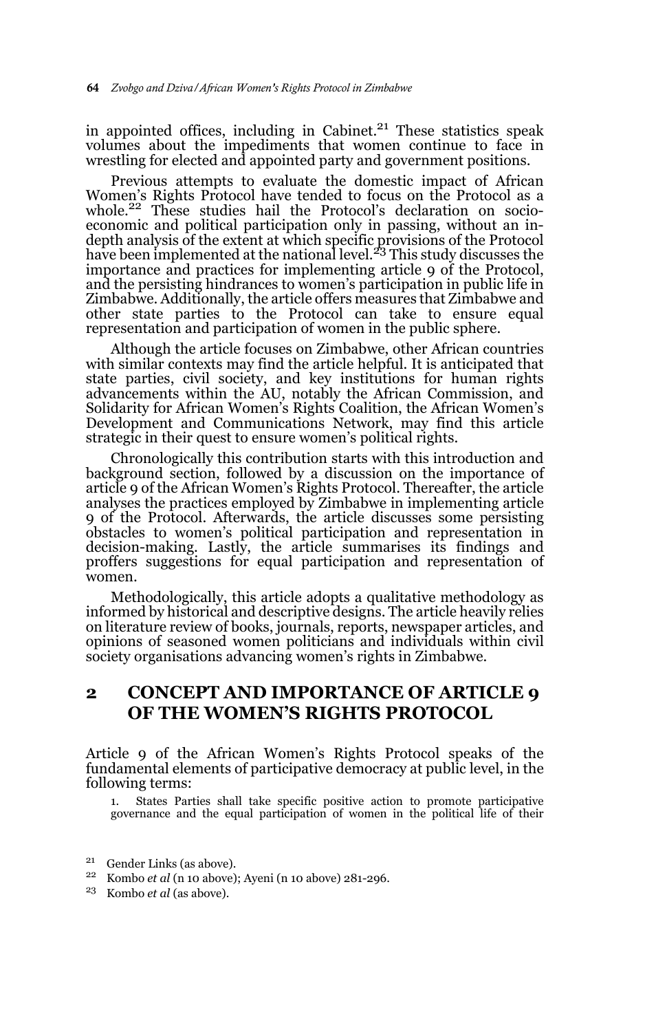in appointed offices, including in Cabinet.[21] These statistics speak volumes about the impediments that women continue to face in wrestling for elected and appointed party and government positions.

Previous attempts to evaluate the domestic impact of African Women's Rights Protocol have tended to focus on the Protocol as a whole.[22] These studies hail the Protocol's declaration on socio-economic and political participation only in passing, without an in-depth analysis of the extent at which specific provisions of the Protocol have been implemented at the national level.[23] This study discusses the importance and practices for implementing article 9 of the Protocol, and the persisting hindrances to women's participation in public life in Zimbabwe. Additionally, the article offers measures that Zimbabwe and other state parties to the Protocol can take to ensure equal representation and participation of women in the public sphere.

Although the article focuses on Zimbabwe, other African countries with similar contexts may find the article helpful. It is anticipated that state parties, civil society, and key institutions for human rights advancements within the AU, notably the African Commission, and Solidarity for African Women's Rights Coalition, the African Women's Development and Communications Network, may find this article strategic in their quest to ensure women's political rights.

Chronologically this contribution starts with this introduction and background section, followed by a discussion on the importance of article 9 of the African Women's Rights Protocol. Thereafter, the article analyses the practices employed by Zimbabwe in implementing article 9 of the Protocol. Afterwards, the article discusses some persisting obstacles to women's political participation and representation in decision-making. Lastly, the article summarises its findings and proffers suggestions for equal participation and representation of women.

Methodologically, this article adopts a qualitative methodology as informed by historical and descriptive designs. The article heavily relies on literature review of books, journals, reports, newspaper articles, and opinions of seasoned women politicians and individuals within civil society organisations advancing women's rights in Zimbabwe.

## 2 CONCEPT AND IMPORTANCE OF ARTICLE 9 OF THE WOMEN'S RIGHTS PROTOCOL

Article 9 of the African Women's Rights Protocol speaks of the fundamental elements of participative democracy at public level, in the following terms:

> 1. States Parties shall take specific positive action to promote participative governance and the equal participation of women in the political life of their

---

[21] Gender Links (as above).

[22] Kombo *et al* (n 10 above); Ayeni (n 10 above) 281-296.

[23] Kombo *et al* (as above).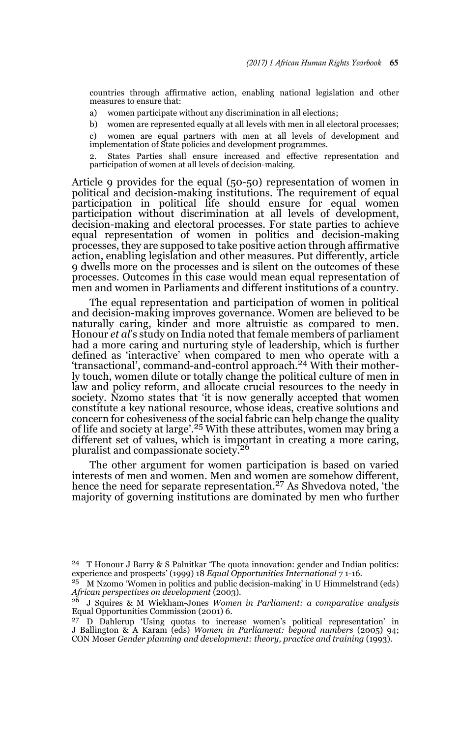countries through affirmative action, enabling national legislation and other measures to ensure that:

a) women participate without any discrimination in all elections;

b) women are represented equally at all levels with men in all electoral processes;

c) women are equal partners with men at all levels of development and implementation of State policies and development programmes.

2. States Parties shall ensure increased and effective representation and participation of women at all levels of decision-making.

Article 9 provides for the equal (50-50) representation of women in political and decision-making institutions. The requirement of equal participation in political life should ensure for equal women participation without discrimination at all levels of development, decision-making and electoral processes. For state parties to achieve equal representation of women in politics and decision-making processes, they are supposed to take positive action through affirmative action, enabling legislation and other measures. Put differently, article 9 dwells more on the processes and is silent on the outcomes of these processes. Outcomes in this case would mean equal representation of men and women in Parliaments and different institutions of a country.

The equal representation and participation of women in political and decision-making improves governance. Women are believed to be naturally caring, kinder and more altruistic as compared to men. Honour *et al*'s study on India noted that female members of parliament had a more caring and nurturing style of leadership, which is further defined as 'interactive' when compared to men who operate with a 'transactional', command-and-control approach.[24] With their motherly touch, women dilute or totally change the political culture of men in law and policy reform, and allocate crucial resources to the needy in society. Nzomo states that 'it is now generally accepted that women constitute a key national resource, whose ideas, creative solutions and concern for cohesiveness of the social fabric can help change the quality of life and society at large'.[25] With these attributes, women may bring a different set of values, which is important in creating a more caring, pluralist and compassionate society.[26]

The other argument for women participation is based on varied interests of men and women. Men and women are somehow different, hence the need for separate representation.[27] As Shvedova noted, 'the majority of governing institutions are dominated by men who further

---

[24] T Honour J Barry & S Palnitkar 'The quota innovation: gender and Indian politics: experience and prospects' (1999) 18 *Equal Opportunities International* 7 1-16.

[25] M Nzomo 'Women in politics and public decision-making' in U Himmelstrand (eds) *African perspectives on development* (2003).

[26] J Squires & M Wiekham-Jones *Women in Parliament: a comparative analysis* Equal Opportunities Commission (2001) 6.

[27] D Dahlerup 'Using quotas to increase women's political representation' in J Ballington & A Karam (eds) *Women in Parliament: beyond numbers* (2005) 94; CON Moser *Gender planning and development: theory, practice and training* (1993).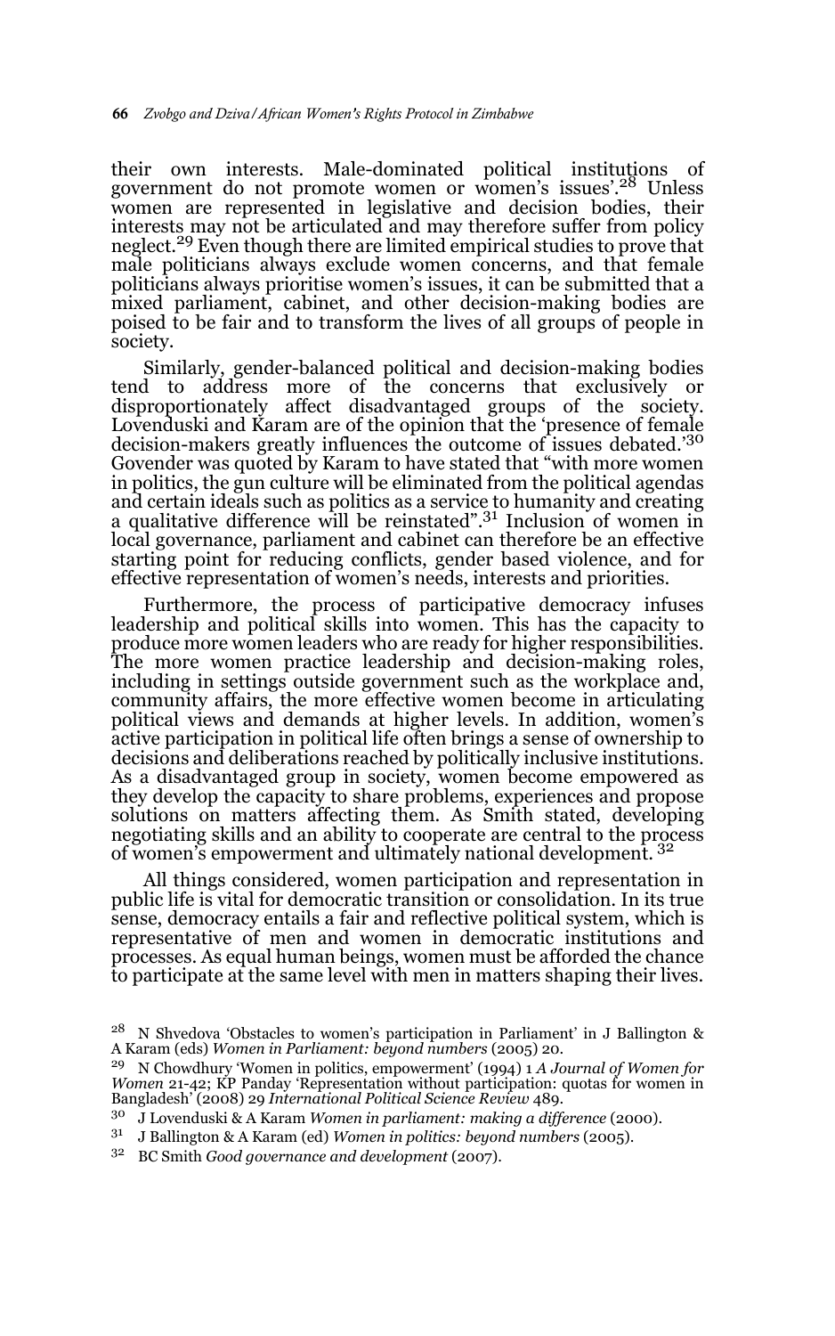their own interests. Male-dominated political institutions of government do not promote women or women's issues'.[28] Unless women are represented in legislative and decision bodies, their interests may not be articulated and may therefore suffer from policy neglect.[29] Even though there are limited empirical studies to prove that male politicians always exclude women concerns, and that female politicians always prioritise women's issues, it can be submitted that a mixed parliament, cabinet, and other decision-making bodies are poised to be fair and to transform the lives of all groups of people in society.

Similarly, gender-balanced political and decision-making bodies tend to address more of the concerns that exclusively or disproportionately affect disadvantaged groups of the society. Lovenduski and Karam are of the opinion that the 'presence of female decision-makers greatly influences the outcome of issues debated.'[30] Govender was quoted by Karam to have stated that "with more women in politics, the gun culture will be eliminated from the political agendas and certain ideals such as politics as a service to humanity and creating a qualitative difference will be reinstated".[31] Inclusion of women in local governance, parliament and cabinet can therefore be an effective starting point for reducing conflicts, gender based violence, and for effective representation of women's needs, interests and priorities.

Furthermore, the process of participative democracy infuses leadership and political skills into women. This has the capacity to produce more women leaders who are ready for higher responsibilities. The more women practice leadership and decision-making roles, including in settings outside government such as the workplace and, community affairs, the more effective women become in articulating political views and demands at higher levels. In addition, women's active participation in political life often brings a sense of ownership to decisions and deliberations reached by politically inclusive institutions. As a disadvantaged group in society, women become empowered as they develop the capacity to share problems, experiences and propose solutions on matters affecting them. As Smith stated, developing negotiating skills and an ability to cooperate are central to the process of women's empowerment and ultimately national development. [32]

All things considered, women participation and representation in public life is vital for democratic transition or consolidation. In its true sense, democracy entails a fair and reflective political system, which is representative of men and women in democratic institutions and processes. As equal human beings, women must be afforded the chance to participate at the same level with men in matters shaping their lives.

---

[28] N Shvedova 'Obstacles to women's participation in Parliament' in J Ballington & A Karam (eds) *Women in Parliament: beyond numbers* (2005) 20.

[29] N Chowdhury 'Women in politics, empowerment' (1994) 1 *A Journal of Women for Women* 21-42; KP Panday 'Representation without participation: quotas for women in Bangladesh' (2008) 29 *International Political Science Review* 489.

[30] J Lovenduski & A Karam *Women in parliament: making a difference* (2000).

[31] J Ballington & A Karam (ed) *Women in politics: beyond numbers* (2005).

[32] BC Smith *Good governance and development* (2007).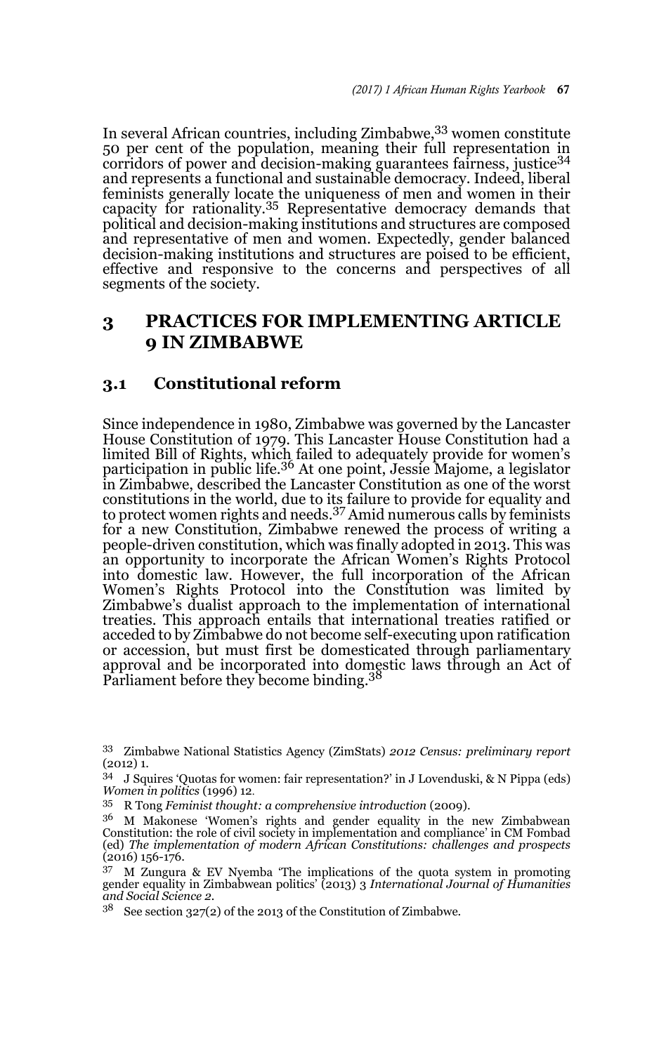In several African countries, including Zimbabwe,[33] women constitute 50 per cent of the population, meaning their full representation in corridors of power and decision-making guarantees fairness, justice[34] and represents a functional and sustainable democracy. Indeed, liberal feminists generally locate the uniqueness of men and women in their capacity for rationality.[35] Representative democracy demands that political and decision-making institutions and structures are composed and representative of men and women. Expectedly, gender balanced decision-making institutions and structures are poised to be efficient, effective and responsive to the concerns and perspectives of all segments of the society.

## 3 PRACTICES FOR IMPLEMENTING ARTICLE 9 IN ZIMBABWE

### 3.1 Constitutional reform

Since independence in 1980, Zimbabwe was governed by the Lancaster House Constitution of 1979. This Lancaster House Constitution had a limited Bill of Rights, which failed to adequately provide for women's participation in public life.[36] At one point, Jessie Majome, a legislator in Zimbabwe, described the Lancaster Constitution as one of the worst constitutions in the world, due to its failure to provide for equality and to protect women rights and needs.[37] Amid numerous calls by feminists for a new Constitution, Zimbabwe renewed the process of writing a people-driven constitution, which was finally adopted in 2013. This was an opportunity to incorporate the African Women's Rights Protocol into domestic law. However, the full incorporation of the African Women's Rights Protocol into the Constitution was limited by Zimbabwe's dualist approach to the implementation of international treaties. This approach entails that international treaties ratified or acceded to by Zimbabwe do not become self-executing upon ratification or accession, but must first be domesticated through parliamentary approval and be incorporated into domestic laws through an Act of Parliament before they become binding.[38]

---

[33] Zimbabwe National Statistics Agency (ZimStats) *2012 Census: preliminary report* (2012) 1.

[34] J Squires 'Quotas for women: fair representation?' in J Lovenduski, & N Pippa (eds) *Women in politics* (1996) 12.

[35] R Tong *Feminist thought: a comprehensive introduction* (2009).

[36] M Makonese 'Women's rights and gender equality in the new Zimbabwean Constitution: the role of civil society in implementation and compliance' in CM Fombad (ed) *The implementation of modern African Constitutions: challenges and prospects* (2016) 156-176.

[37] M Zungura & EV Nyemba 'The implications of the quota system in promoting gender equality in Zimbabwean politics' (2013) 3 *International Journal of Humanities and Social Science 2*.

[38] See section 327(2) of the 2013 of the Constitution of Zimbabwe.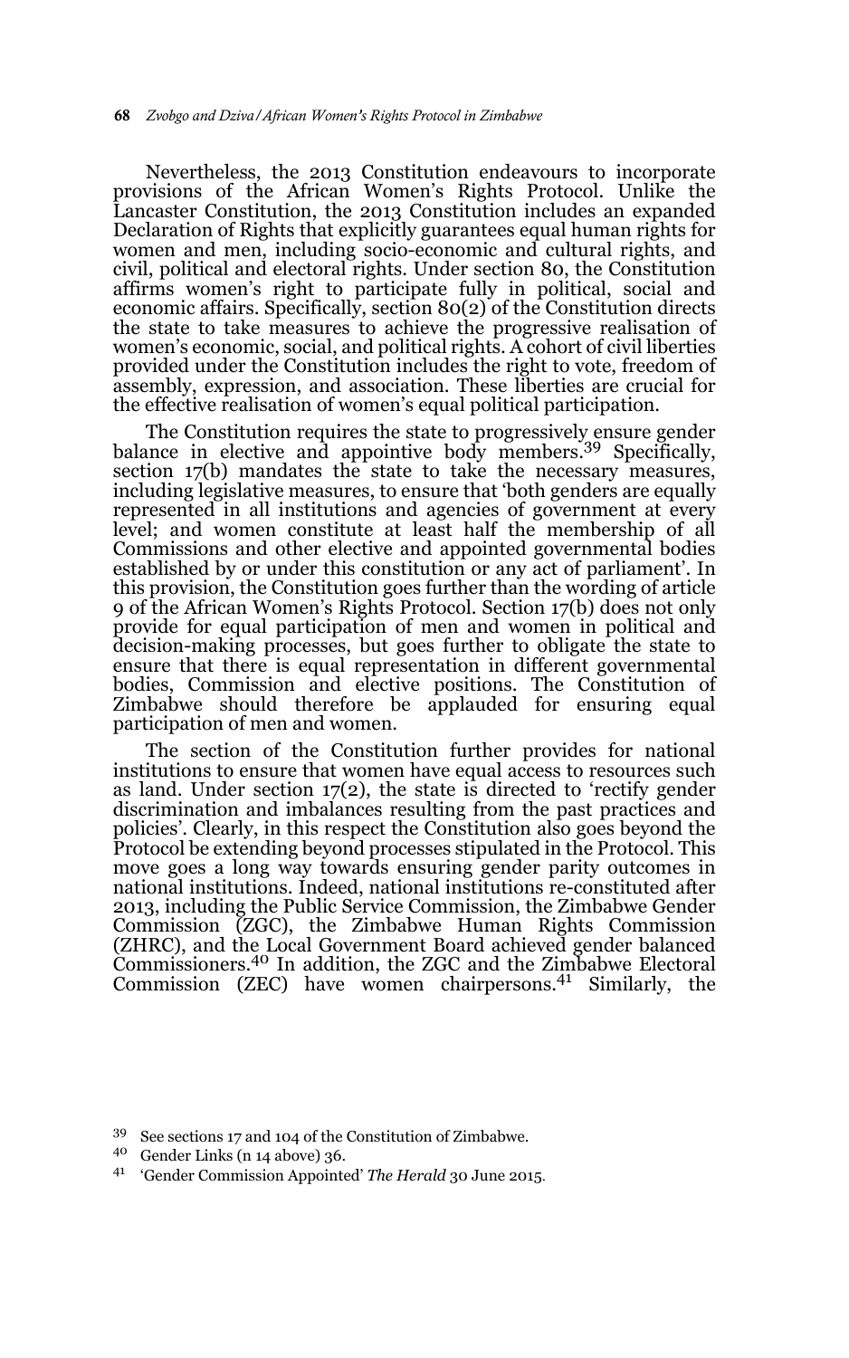Nevertheless, the 2013 Constitution endeavours to incorporate provisions of the African Women's Rights Protocol. Unlike the Lancaster Constitution, the 2013 Constitution includes an expanded Declaration of Rights that explicitly guarantees equal human rights for women and men, including socio-economic and cultural rights, and civil, political and electoral rights. Under section 80, the Constitution affirms women's right to participate fully in political, social and economic affairs. Specifically, section 80(2) of the Constitution directs the state to take measures to achieve the progressive realisation of women's economic, social, and political rights. A cohort of civil liberties provided under the Constitution includes the right to vote, freedom of assembly, expression, and association. These liberties are crucial for the effective realisation of women's equal political participation.

The Constitution requires the state to progressively ensure gender balance in elective and appointive body members.[39] Specifically, section 17(b) mandates the state to take the necessary measures, including legislative measures, to ensure that 'both genders are equally represented in all institutions and agencies of government at every level; and women constitute at least half the membership of all Commissions and other elective and appointed governmental bodies established by or under this constitution or any act of parliament'. In this provision, the Constitution goes further than the wording of article 9 of the African Women's Rights Protocol. Section 17(b) does not only provide for equal participation of men and women in political and decision-making processes, but goes further to obligate the state to ensure that there is equal representation in different governmental bodies, Commission and elective positions. The Constitution of Zimbabwe should therefore be applauded for ensuring equal participation of men and women.

The section of the Constitution further provides for national institutions to ensure that women have equal access to resources such as land. Under section 17(2), the state is directed to 'rectify gender discrimination and imbalances resulting from the past practices and policies'. Clearly, in this respect the Constitution also goes beyond the Protocol be extending beyond processes stipulated in the Protocol. This move goes a long way towards ensuring gender parity outcomes in national institutions. Indeed, national institutions re-constituted after 2013, including the Public Service Commission, the Zimbabwe Gender Commission (ZGC), the Zimbabwe Human Rights Commission (ZHRC), and the Local Government Board achieved gender balanced Commissioners.[40] In addition, the ZGC and the Zimbabwe Electoral Commission (ZEC) have women chairpersons.[41] Similarly, the

---

[39] See sections 17 and 104 of the Constitution of Zimbabwe.

[40] Gender Links (n 14 above) 36.

[41] 'Gender Commission Appointed' *The Herald* 30 June 2015.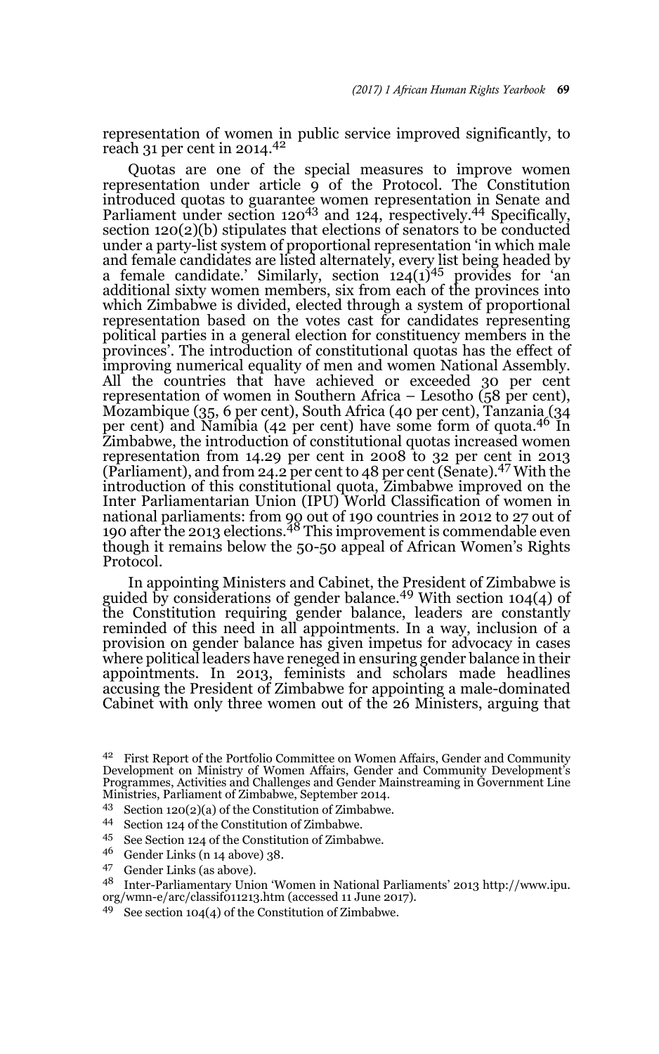representation of women in public service improved significantly, to reach 31 per cent in 2014.[42]

Quotas are one of the special measures to improve women representation under article 9 of the Protocol. The Constitution introduced quotas to guarantee women representation in Senate and Parliament under section 120[43] and 124, respectively.[44] Specifically, section 120(2)(b) stipulates that elections of senators to be conducted under a party-list system of proportional representation 'in which male and female candidates are listed alternately, every list being headed by a female candidate.' Similarly, section 124(1)[45] provides for 'an additional sixty women members, six from each of the provinces into which Zimbabwe is divided, elected through a system of proportional representation based on the votes cast for candidates representing political parties in a general election for constituency members in the provinces'. The introduction of constitutional quotas has the effect of improving numerical equality of men and women National Assembly. All the countries that have achieved or exceeded 30 per cent representation of women in Southern Africa – Lesotho (58 per cent), Mozambique (35, 6 per cent), South Africa (40 per cent), Tanzania (34 per cent) and Namibia (42 per cent) have some form of quota.[46] In Zimbabwe, the introduction of constitutional quotas increased women representation from 14.29 per cent in 2008 to 32 per cent in 2013 (Parliament), and from 24.2 per cent to 48 per cent (Senate).[47] With the introduction of this constitutional quota, Zimbabwe improved on the Inter Parliamentarian Union (IPU) World Classification of women in national parliaments: from 90 out of 190 countries in 2012 to 27 out of 190 after the 2013 elections.[48] This improvement is commendable even though it remains below the 50-50 appeal of African Women's Rights Protocol.

In appointing Ministers and Cabinet, the President of Zimbabwe is guided by considerations of gender balance.[49] With section 104(4) of the Constitution requiring gender balance, leaders are constantly reminded of this need in all appointments. In a way, inclusion of a provision on gender balance has given impetus for advocacy in cases where political leaders have reneged in ensuring gender balance in their appointments. In 2013, feminists and scholars made headlines accusing the President of Zimbabwe for appointing a male-dominated Cabinet with only three women out of the 26 Ministers, arguing that

---

[42] First Report of the Portfolio Committee on Women Affairs, Gender and Community Development on Ministry of Women Affairs, Gender and Community Development's Programmes, Activities and Challenges and Gender Mainstreaming in Government Line Ministries, Parliament of Zimbabwe, September 2014.

[43] Section 120(2)(a) of the Constitution of Zimbabwe.

[44] Section 124 of the Constitution of Zimbabwe.

[45] See Section 124 of the Constitution of Zimbabwe.

[46] Gender Links (n 14 above) 38.

[47] Gender Links (as above).

[48] Inter-Parliamentary Union 'Women in National Parliaments' 2013 http://www.ipu.org/wmn-e/arc/classif011213.htm (accessed 11 June 2017).

[49] See section 104(4) of the Constitution of Zimbabwe.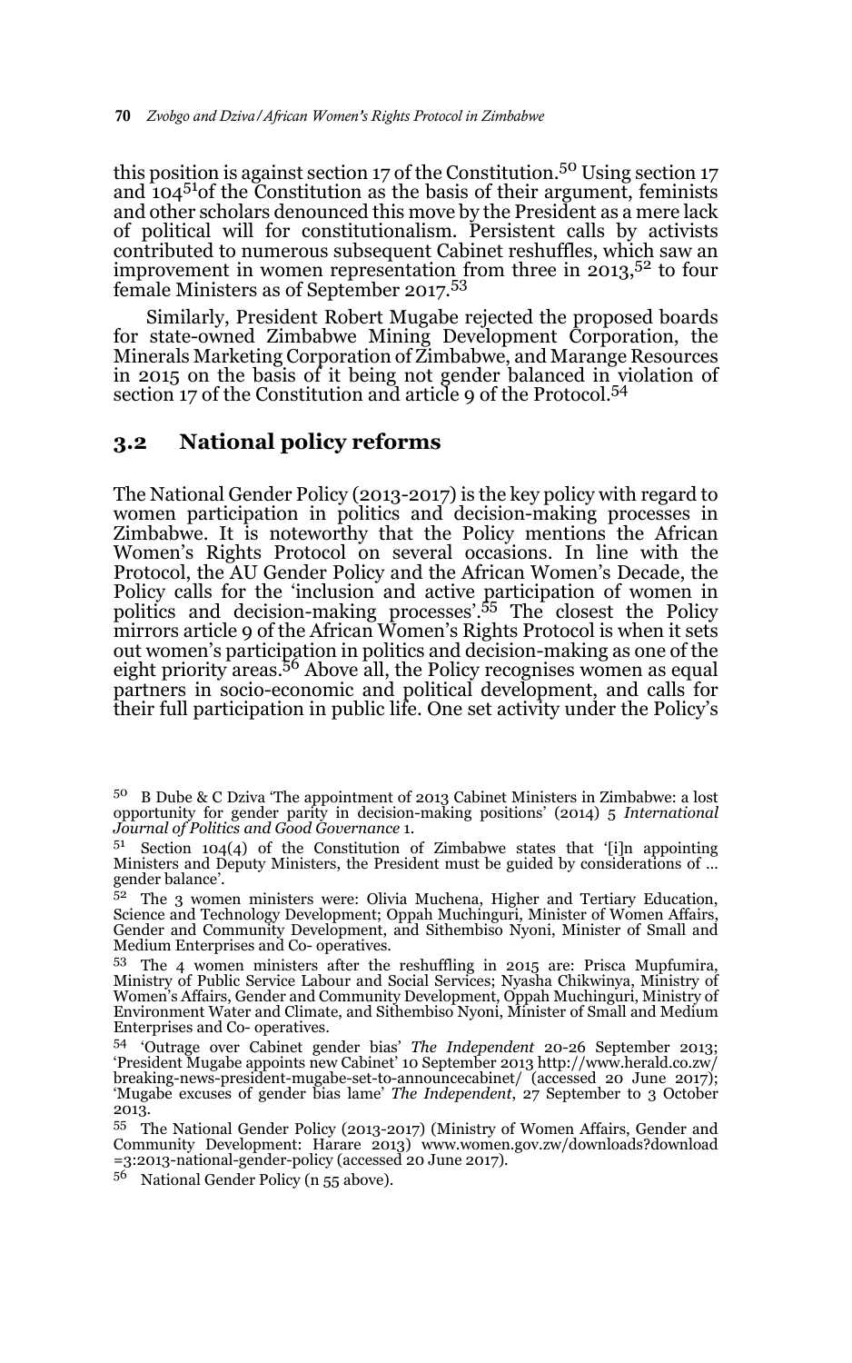this position is against section 17 of the Constitution.[50] Using section 17 and 104[51] of the Constitution as the basis of their argument, feminists and other scholars denounced this move by the President as a mere lack of political will for constitutionalism. Persistent calls by activists contributed to numerous subsequent Cabinet reshuffles, which saw an improvement in women representation from three in 2013,[52] to four female Ministers as of September 2017.[53]

Similarly, President Robert Mugabe rejected the proposed boards for state-owned Zimbabwe Mining Development Corporation, the Minerals Marketing Corporation of Zimbabwe, and Marange Resources in 2015 on the basis of it being not gender balanced in violation of section 17 of the Constitution and article 9 of the Protocol.[54]

## 3.2 National policy reforms

The National Gender Policy (2013-2017) is the key policy with regard to women participation in politics and decision-making processes in Zimbabwe. It is noteworthy that the Policy mentions the African Women's Rights Protocol on several occasions. In line with the Protocol, the AU Gender Policy and the African Women's Decade, the Policy calls for the 'inclusion and active participation of women in politics and decision-making processes'.[55] The closest the Policy mirrors article 9 of the African Women's Rights Protocol is when it sets out women's participation in politics and decision-making as one of the eight priority areas.[56] Above all, the Policy recognises women as equal partners in socio-economic and political development, and calls for their full participation in public life. One set activity under the Policy's

---

[50] B Dube & C Dziva 'The appointment of 2013 Cabinet Ministers in Zimbabwe: a lost opportunity for gender parity in decision-making positions' (2014) 5 *International Journal of Politics and Good Governance* 1.

[51] Section 104(4) of the Constitution of Zimbabwe states that '[i]n appointing Ministers and Deputy Ministers, the President must be guided by considerations of … gender balance'.

[52] The 3 women ministers were: Olivia Muchena, Higher and Tertiary Education, Science and Technology Development; Oppah Muchinguri, Minister of Women Affairs, Gender and Community Development, and Sithembiso Nyoni, Minister of Small and Medium Enterprises and Co- operatives.

[53] The 4 women ministers after the reshuffling in 2015 are: Prisca Mupfumira, Ministry of Public Service Labour and Social Services; Nyasha Chikwinya, Ministry of Women's Affairs, Gender and Community Development, Oppah Muchinguri, Ministry of Environment Water and Climate, and Sithembiso Nyoni, Minister of Small and Medium Enterprises and Co- operatives.

[54] 'Outrage over Cabinet gender bias' *The Independent* 20-26 September 2013; 'President Mugabe appoints new Cabinet' 10 September 2013 http://www.herald.co.zw/breaking-news-president-mugabe-set-to-announcecabinet/ (accessed 20 June 2017); 'Mugabe excuses of gender bias lame' *The Independent*, 27 September to 3 October 2013.

[55] The National Gender Policy (2013-2017) (Ministry of Women Affairs, Gender and Community Development: Harare 2013) www.women.gov.zw/downloads?download=3:2013-national-gender-policy (accessed 20 June 2017).

[56] National Gender Policy (n 55 above).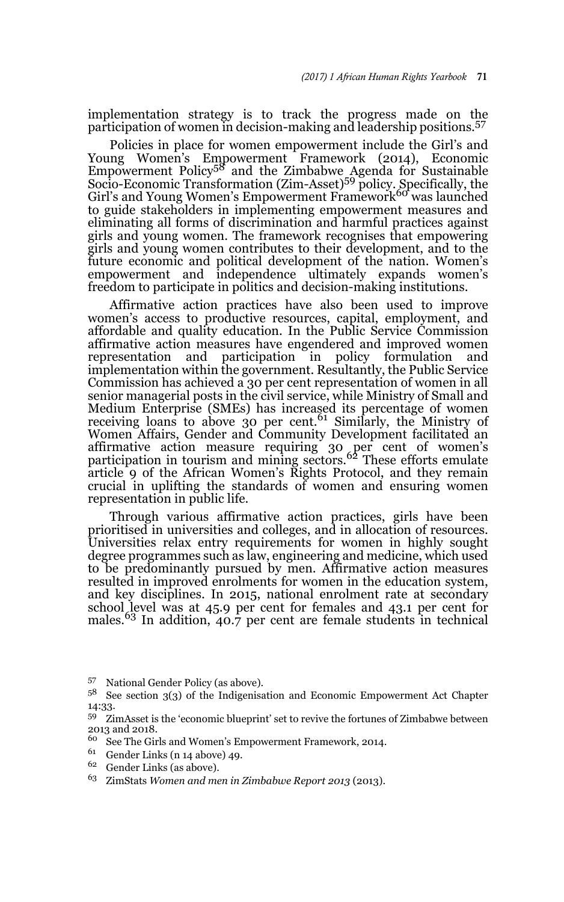implementation strategy is to track the progress made on the participation of women in decision-making and leadership positions.[57]

Policies in place for women empowerment include the Girl's and Young Women's Empowerment Framework (2014), Economic Empowerment Policy[58] and the Zimbabwe Agenda for Sustainable Socio-Economic Transformation (Zim-Asset)[59] policy. Specifically, the Girl's and Young Women's Empowerment Framework[60] was launched to guide stakeholders in implementing empowerment measures and eliminating all forms of discrimination and harmful practices against girls and young women. The framework recognises that empowering girls and young women contributes to their development, and to the future economic and political development of the nation. Women's empowerment and independence ultimately expands women's freedom to participate in politics and decision-making institutions.

Affirmative action practices have also been used to improve women's access to productive resources, capital, employment, and affordable and quality education. In the Public Service Commission affirmative action measures have engendered and improved women representation and participation in policy formulation and implementation within the government. Resultantly, the Public Service Commission has achieved a 30 per cent representation of women in all senior managerial posts in the civil service, while Ministry of Small and Medium Enterprise (SMEs) has increased its percentage of women receiving loans to above 30 per cent.[61] Similarly, the Ministry of Women Affairs, Gender and Community Development facilitated an affirmative action measure requiring 30 per cent of women's participation in tourism and mining sectors.[62] These efforts emulate article 9 of the African Women's Rights Protocol, and they remain crucial in uplifting the standards of women and ensuring women representation in public life.

Through various affirmative action practices, girls have been prioritised in universities and colleges, and in allocation of resources. Universities relax entry requirements for women in highly sought degree programmes such as law, engineering and medicine, which used to be predominantly pursued by men. Affirmative action measures resulted in improved enrolments for women in the education system, and key disciplines. In 2015, national enrolment rate at secondary school level was at 45.9 per cent for females and 43.1 per cent for males.[63] In addition, 40.7 per cent are female students in technical

---

57 National Gender Policy (as above).

58 See section 3(3) of the Indigenisation and Economic Empowerment Act Chapter 14:33.

59 ZimAsset is the 'economic blueprint' set to revive the fortunes of Zimbabwe between 2013 and 2018.

60 See The Girls and Women's Empowerment Framework, 2014.

61 Gender Links (n 14 above) 49.

62 Gender Links (as above).

63 ZimStats *Women and men in Zimbabwe Report 2013* (2013).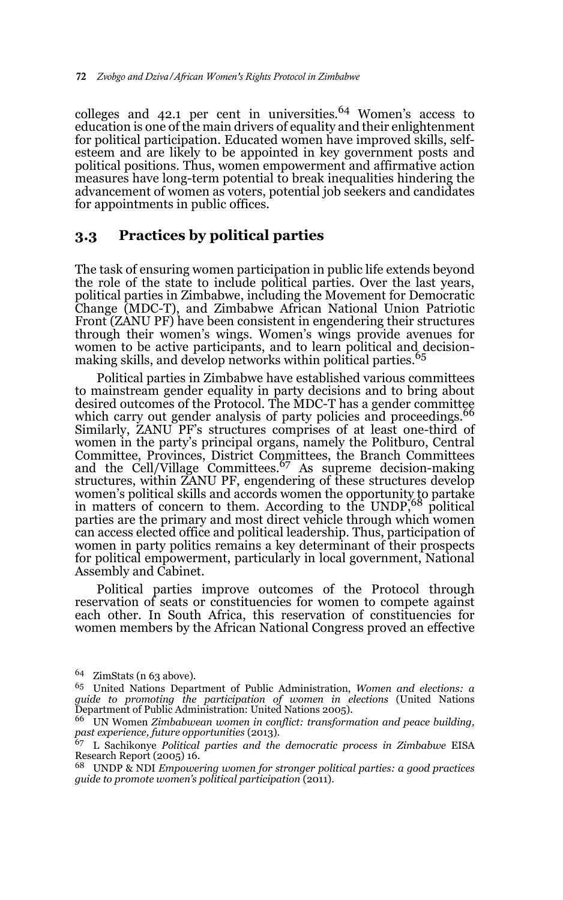colleges and 42.1 per cent in universities.[64] Women's access to education is one of the main drivers of equality and their enlightenment for political participation. Educated women have improved skills, self-esteem and are likely to be appointed in key government posts and political positions. Thus, women empowerment and affirmative action measures have long-term potential to break inequalities hindering the advancement of women as voters, potential job seekers and candidates for appointments in public offices.

## 3.3 Practices by political parties

The task of ensuring women participation in public life extends beyond the role of the state to include political parties. Over the last years, political parties in Zimbabwe, including the Movement for Democratic Change (MDC-T), and Zimbabwe African National Union Patriotic Front (ZANU PF) have been consistent in engendering their structures through their women's wings. Women's wings provide avenues for women to be active participants, and to learn political and decision-making skills, and develop networks within political parties.[65]

Political parties in Zimbabwe have established various committees to mainstream gender equality in party decisions and to bring about desired outcomes of the Protocol. The MDC-T has a gender committee which carry out gender analysis of party policies and proceedings.[66] Similarly, ZANU PF's structures comprises of at least one-third of women in the party's principal organs, namely the Politburo, Central Committee, Provinces, District Committees, the Branch Committees and the Cell/Village Committees.[67] As supreme decision-making structures, within ZANU PF, engendering of these structures develop women's political skills and accords women the opportunity to partake in matters of concern to them. According to the UNDP,[68] political parties are the primary and most direct vehicle through which women can access elected office and political leadership. Thus, participation of women in party politics remains a key determinant of their prospects for political empowerment, particularly in local government, National Assembly and Cabinet.

Political parties improve outcomes of the Protocol through reservation of seats or constituencies for women to compete against each other. In South Africa, this reservation of constituencies for women members by the African National Congress proved an effective

---

[64] ZimStats (n 63 above).

[65] United Nations Department of Public Administration, *Women and elections: a guide to promoting the participation of women in elections* (United Nations Department of Public Administration: United Nations 2005).

[66] UN Women *Zimbabwean women in conflict: transformation and peace building, past experience, future opportunities* (2013).

[67] L Sachikonye *Political parties and the democratic process in Zimbabwe* EISA Research Report (2005) 16.

[68] UNDP & NDI *Empowering women for stronger political parties: a good practices guide to promote women's political participation* (2011).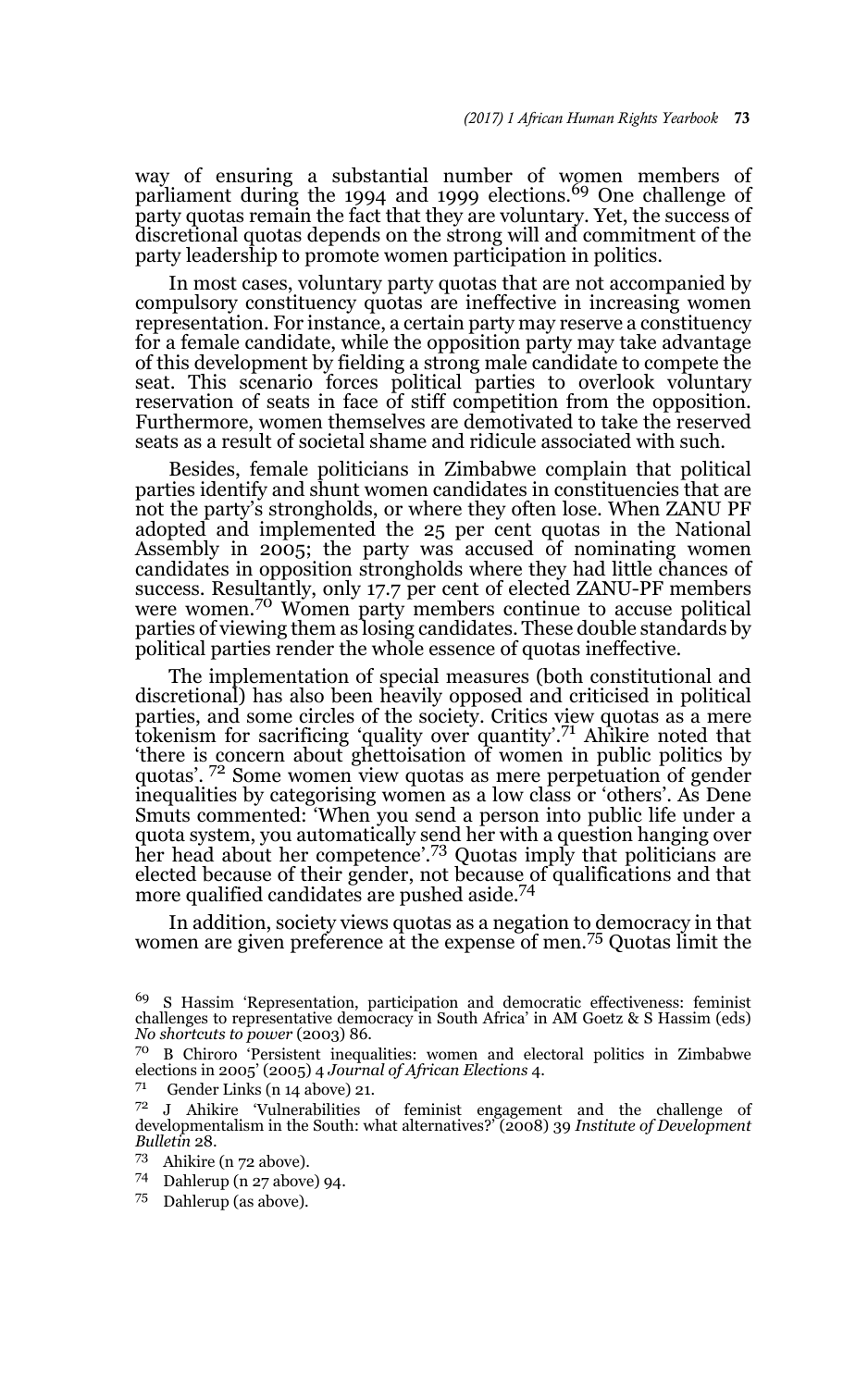way of ensuring a substantial number of women members of parliament during the 1994 and 1999 elections.[69] One challenge of party quotas remain the fact that they are voluntary. Yet, the success of discretional quotas depends on the strong will and commitment of the party leadership to promote women participation in politics.

In most cases, voluntary party quotas that are not accompanied by compulsory constituency quotas are ineffective in increasing women representation. For instance, a certain party may reserve a constituency for a female candidate, while the opposition party may take advantage of this development by fielding a strong male candidate to compete the seat. This scenario forces political parties to overlook voluntary reservation of seats in face of stiff competition from the opposition. Furthermore, women themselves are demotivated to take the reserved seats as a result of societal shame and ridicule associated with such.

Besides, female politicians in Zimbabwe complain that political parties identify and shunt women candidates in constituencies that are not the party's strongholds, or where they often lose. When ZANU PF adopted and implemented the 25 per cent quotas in the National Assembly in 2005; the party was accused of nominating women candidates in opposition strongholds where they had little chances of success. Resultantly, only 17.7 per cent of elected ZANU-PF members were women.[70] Women party members continue to accuse political parties of viewing them as losing candidates. These double standards by political parties render the whole essence of quotas ineffective.

The implementation of special measures (both constitutional and discretional) has also been heavily opposed and criticised in political parties, and some circles of the society. Critics view quotas as a mere tokenism for sacrificing 'quality over quantity'.[71] Ahikire noted that 'there is concern about ghettoisation of women in public politics by quotas'. [72] Some women view quotas as mere perpetuation of gender inequalities by categorising women as a low class or 'others'. As Dene Smuts commented: 'When you send a person into public life under a quota system, you automatically send her with a question hanging over her head about her competence'.[73] Quotas imply that politicians are elected because of their gender, not because of qualifications and that more qualified candidates are pushed aside.[74]

In addition, society views quotas as a negation to democracy in that women are given preference at the expense of men.[75] Quotas limit the

---

[69] S Hassim 'Representation, participation and democratic effectiveness: feminist challenges to representative democracy in South Africa' in AM Goetz & S Hassim (eds) *No shortcuts to power* (2003) 86.

[70] B Chiroro 'Persistent inequalities: women and electoral politics in Zimbabwe elections in 2005' (2005) 4 *Journal of African Elections* 4.

[71] Gender Links (n 14 above) 21.

[72] J Ahikire 'Vulnerabilities of feminist engagement and the challenge of developmentalism in the South: what alternatives?' (2008) 39 *Institute of Development Bulletin* 28.

[73] Ahikire (n 72 above).

[74] Dahlerup (n 27 above) 94.

[75] Dahlerup (as above).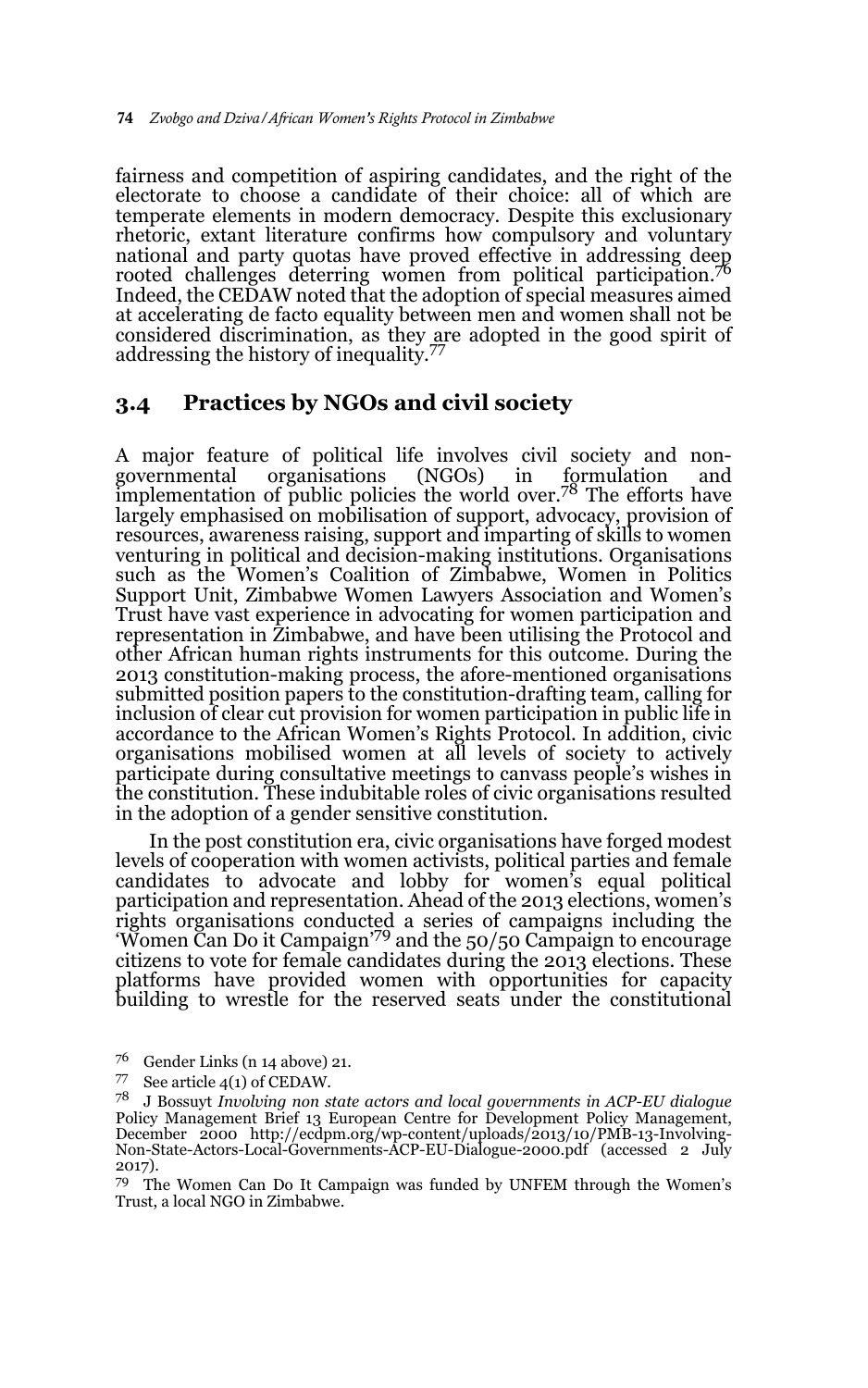fairness and competition of aspiring candidates, and the right of the electorate to choose a candidate of their choice: all of which are temperate elements in modern democracy. Despite this exclusionary rhetoric, extant literature confirms how compulsory and voluntary national and party quotas have proved effective in addressing deep rooted challenges deterring women from political participation.[76] Indeed, the CEDAW noted that the adoption of special measures aimed at accelerating de facto equality between men and women shall not be considered discrimination, as they are adopted in the good spirit of addressing the history of inequality.[77]

## 3.4 Practices by NGOs and civil society

A major feature of political life involves civil society and non-governmental organisations (NGOs) in formulation and implementation of public policies the world over.[78] The efforts have largely emphasised on mobilisation of support, advocacy, provision of resources, awareness raising, support and imparting of skills to women venturing in political and decision-making institutions. Organisations such as the Women's Coalition of Zimbabwe, Women in Politics Support Unit, Zimbabwe Women Lawyers Association and Women's Trust have vast experience in advocating for women participation and representation in Zimbabwe, and have been utilising the Protocol and other African human rights instruments for this outcome. During the 2013 constitution-making process, the afore-mentioned organisations submitted position papers to the constitution-drafting team, calling for inclusion of clear cut provision for women participation in public life in accordance to the African Women's Rights Protocol. In addition, civic organisations mobilised women at all levels of society to actively participate during consultative meetings to canvass people's wishes in the constitution. These indubitable roles of civic organisations resulted in the adoption of a gender sensitive constitution.

In the post constitution era, civic organisations have forged modest levels of cooperation with women activists, political parties and female candidates to advocate and lobby for women's equal political participation and representation. Ahead of the 2013 elections, women's rights organisations conducted a series of campaigns including the 'Women Can Do it Campaign'[79] and the 50/50 Campaign to encourage citizens to vote for female candidates during the 2013 elections. These platforms have provided women with opportunities for capacity building to wrestle for the reserved seats under the constitutional

---

[76] Gender Links (n 14 above) 21.

[77] See article 4(1) of CEDAW.

[78] J Bossuyt *Involving non state actors and local governments in ACP-EU dialogue* Policy Management Brief 13 European Centre for Development Policy Management, December 2000 http://ecdpm.org/wp-content/uploads/2013/10/PMB-13-Involving-Non-State-Actors-Local-Governments-ACP-EU-Dialogue-2000.pdf (accessed 2 July 2017).

[79] The Women Can Do It Campaign was funded by UNFEM through the Women's Trust, a local NGO in Zimbabwe.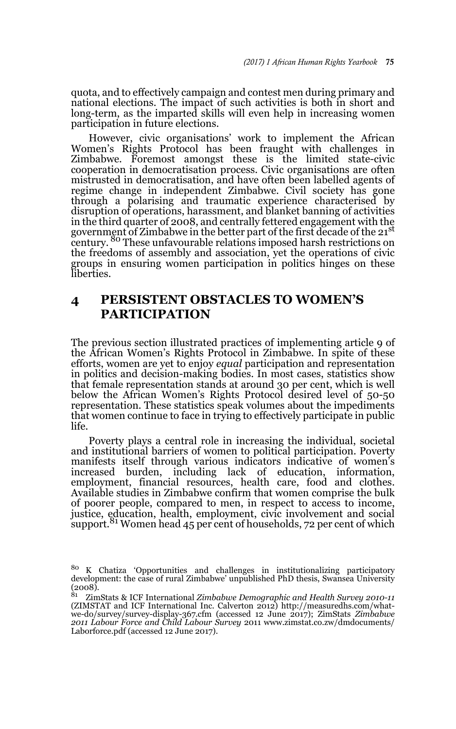quota, and to effectively campaign and contest men during primary and national elections. The impact of such activities is both in short and long-term, as the imparted skills will even help in increasing women participation in future elections.

However, civic organisations' work to implement the African Women's Rights Protocol has been fraught with challenges in Zimbabwe. Foremost amongst these is the limited state-civic cooperation in democratisation process. Civic organisations are often mistrusted in democratisation, and have often been labelled agents of regime change in independent Zimbabwe. Civil society has gone through a polarising and traumatic experience characterised by disruption of operations, harassment, and blanket banning of activities in the third quarter of 2008, and centrally fettered engagement with the government of Zimbabwe in the better part of the first decade of the 21st century.[80] These unfavourable relations imposed harsh restrictions on the freedoms of assembly and association, yet the operations of civic groups in ensuring women participation in politics hinges on these liberties.

## 4 PERSISTENT OBSTACLES TO WOMEN'S PARTICIPATION

The previous section illustrated practices of implementing article 9 of the African Women's Rights Protocol in Zimbabwe. In spite of these efforts, women are yet to enjoy *equal* participation and representation in politics and decision-making bodies. In most cases, statistics show that female representation stands at around 30 per cent, which is well below the African Women's Rights Protocol desired level of 50-50 representation. These statistics speak volumes about the impediments that women continue to face in trying to effectively participate in public life.

Poverty plays a central role in increasing the individual, societal and institutional barriers of women to political participation. Poverty manifests itself through various indicators indicative of women's increased burden, including lack of education, information, employment, financial resources, health care, food and clothes. Available studies in Zimbabwe confirm that women comprise the bulk of poorer people, compared to men, in respect to access to income, justice, education, health, employment, civic involvement and social support.[81] Women head 45 per cent of households, 72 per cent of which

---

[80] K Chatiza 'Opportunities and challenges in institutionalizing participatory development: the case of rural Zimbabwe' unpublished PhD thesis, Swansea University (2008).

[81] ZimStats & ICF International *Zimbabwe Demographic and Health Survey 2010-11* (ZIMSTAT and ICF International Inc. Calverton 2012) http://measuredhs.com/what-we-do/survey/survey-display-367.cfm (accessed 12 June 2017); ZimStats *Zimbabwe 2011 Labour Force and Child Labour Survey* 2011 www.zimstat.co.zw/dmdocuments/Laborforce.pdf (accessed 12 June 2017).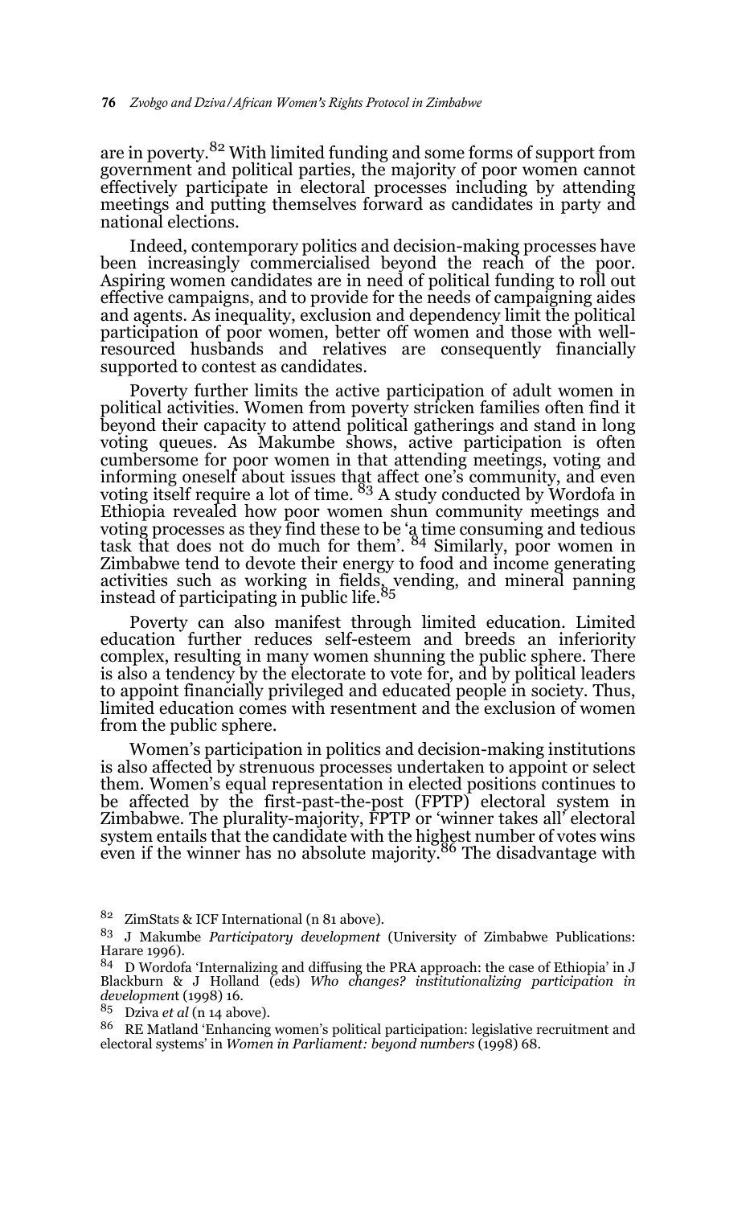are in poverty.[82] With limited funding and some forms of support from government and political parties, the majority of poor women cannot effectively participate in electoral processes including by attending meetings and putting themselves forward as candidates in party and national elections.

Indeed, contemporary politics and decision-making processes have been increasingly commercialised beyond the reach of the poor. Aspiring women candidates are in need of political funding to roll out effective campaigns, and to provide for the needs of campaigning aides and agents. As inequality, exclusion and dependency limit the political participation of poor women, better off women and those with well-resourced husbands and relatives are consequently financially supported to contest as candidates.

Poverty further limits the active participation of adult women in political activities. Women from poverty stricken families often find it beyond their capacity to attend political gatherings and stand in long voting queues. As Makumbe shows, active participation is often cumbersome for poor women in that attending meetings, voting and informing oneself about issues that affect one's community, and even voting itself require a lot of time. [83] A study conducted by Wordofa in Ethiopia revealed how poor women shun community meetings and voting processes as they find these to be 'a time consuming and tedious task that does not do much for them'. [84] Similarly, poor women in Zimbabwe tend to devote their energy to food and income generating activities such as working in fields, vending, and mineral panning instead of participating in public life.[85]

Poverty can also manifest through limited education. Limited education further reduces self-esteem and breeds an inferiority complex, resulting in many women shunning the public sphere. There is also a tendency by the electorate to vote for, and by political leaders to appoint financially privileged and educated people in society. Thus, limited education comes with resentment and the exclusion of women from the public sphere.

Women's participation in politics and decision-making institutions is also affected by strenuous processes undertaken to appoint or select them. Women's equal representation in elected positions continues to be affected by the first-past-the-post (FPTP) electoral system in Zimbabwe. The plurality-majority, FPTP or 'winner takes all' electoral system entails that the candidate with the highest number of votes wins even if the winner has no absolute majority.[86] The disadvantage with

---

[82] ZimStats & ICF International (n 81 above).

[83] J Makumbe *Participatory development* (University of Zimbabwe Publications: Harare 1996).

[84] D Wordofa 'Internalizing and diffusing the PRA approach: the case of Ethiopia' in J Blackburn & J Holland (eds) *Who changes? institutionalizing participation in development* (1998) 16.

[85] Dziva *et al* (n 14 above).

[86] RE Matland 'Enhancing women's political participation: legislative recruitment and electoral systems' in *Women in Parliament: beyond numbers* (1998) 68.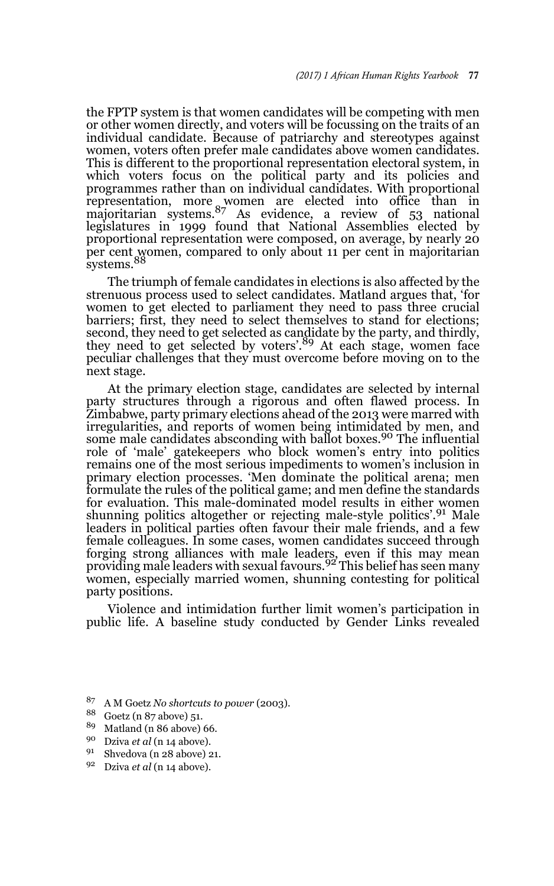the FPTP system is that women candidates will be competing with men or other women directly, and voters will be focussing on the traits of an individual candidate. Because of patriarchy and stereotypes against women, voters often prefer male candidates above women candidates. This is different to the proportional representation electoral system, in which voters focus on the political party and its policies and programmes rather than on individual candidates. With proportional representation, more women are elected into office than in majoritarian systems.[87] As evidence, a review of 53 national legislatures in 1999 found that National Assemblies elected by proportional representation were composed, on average, by nearly 20 per cent women, compared to only about 11 per cent in majoritarian systems.[88]

The triumph of female candidates in elections is also affected by the strenuous process used to select candidates. Matland argues that, 'for women to get elected to parliament they need to pass three crucial barriers; first, they need to select themselves to stand for elections; second, they need to get selected as candidate by the party, and thirdly, they need to get selected by voters'.[89] At each stage, women face peculiar challenges that they must overcome before moving on to the next stage.

At the primary election stage, candidates are selected by internal party structures through a rigorous and often flawed process. In Zimbabwe, party primary elections ahead of the 2013 were marred with irregularities, and reports of women being intimidated by men, and some male candidates absconding with ballot boxes.[90] The influential role of 'male' gatekeepers who block women's entry into politics remains one of the most serious impediments to women's inclusion in primary election processes. 'Men dominate the political arena; men formulate the rules of the political game; and men define the standards for evaluation. This male-dominated model results in either women shunning politics altogether or rejecting male-style politics'.[91] Male leaders in political parties often favour their male friends, and a few female colleagues. In some cases, women candidates succeed through forging strong alliances with male leaders, even if this may mean providing male leaders with sexual favours.[92] This belief has seen many women, especially married women, shunning contesting for political party positions.

Violence and intimidation further limit women's participation in public life. A baseline study conducted by Gender Links revealed

---

[87] A M Goetz *No shortcuts to power* (2003).

[88] Goetz (n 87 above) 51.

[89] Matland (n 86 above) 66.

[90] Dziva *et al* (n 14 above).

[91] Shvedova (n 28 above) 21.

[92] Dziva *et al* (n 14 above).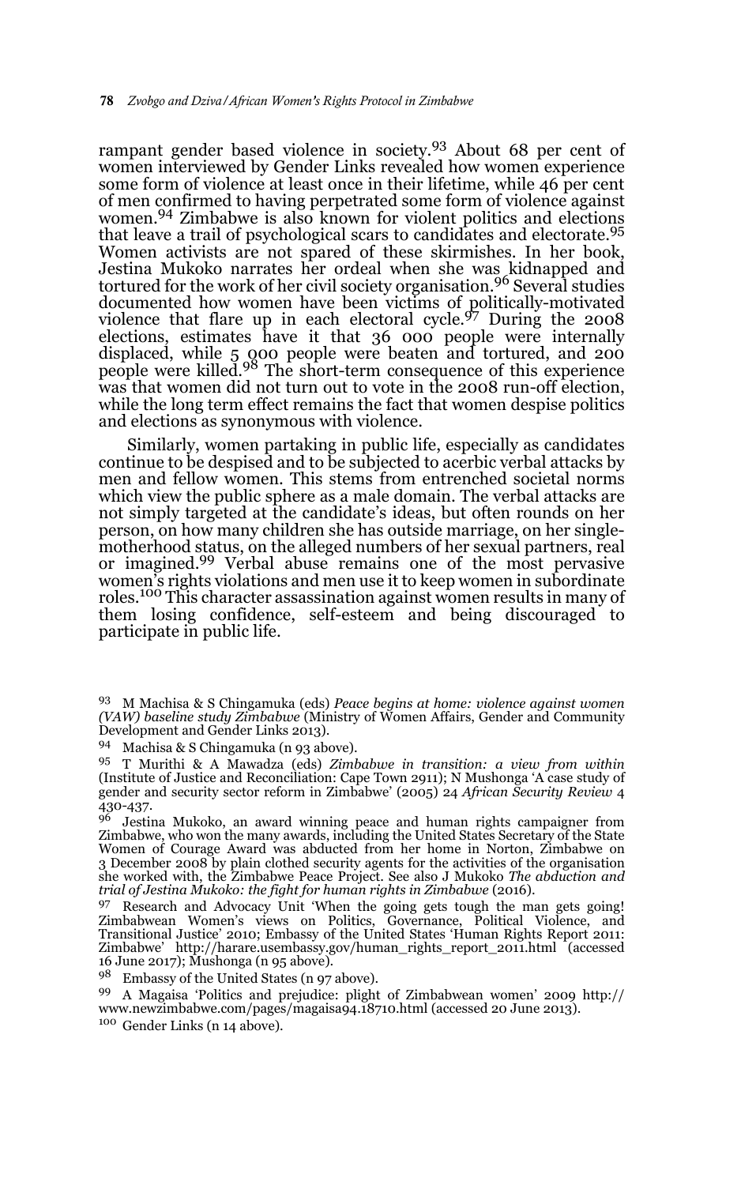rampant gender based violence in society.[93] About 68 per cent of women interviewed by Gender Links revealed how women experience some form of violence at least once in their lifetime, while 46 per cent of men confirmed to having perpetrated some form of violence against women.[94] Zimbabwe is also known for violent politics and elections that leave a trail of psychological scars to candidates and electorate.[95] Women activists are not spared of these skirmishes. In her book, Jestina Mukoko narrates her ordeal when she was kidnapped and tortured for the work of her civil society organisation.[96] Several studies documented how women have been victims of politically-motivated violence that flare up in each electoral cycle.[97] During the 2008 elections, estimates have it that 36 000 people were internally displaced, while 5 000 people were beaten and tortured, and 200 people were killed.[98] The short-term consequence of this experience was that women did not turn out to vote in the 2008 run-off election, while the long term effect remains the fact that women despise politics and elections as synonymous with violence.

Similarly, women partaking in public life, especially as candidates continue to be despised and to be subjected to acerbic verbal attacks by men and fellow women. This stems from entrenched societal norms which view the public sphere as a male domain. The verbal attacks are not simply targeted at the candidate's ideas, but often rounds on her person, on how many children she has outside marriage, on her single-motherhood status, on the alleged numbers of her sexual partners, real or imagined.[99] Verbal abuse remains one of the most pervasive women's rights violations and men use it to keep women in subordinate roles.[100] This character assassination against women results in many of them losing confidence, self-esteem and being discouraged to participate in public life.

---

93 M Machisa & S Chingamuka (eds) *Peace begins at home: violence against women (VAW) baseline study Zimbabwe* (Ministry of Women Affairs, Gender and Community Development and Gender Links 2013).

94 Machisa & S Chingamuka (n 93 above).

95 T Murithi & A Mawadza (eds) *Zimbabwe in transition: a view from within* (Institute of Justice and Reconciliation: Cape Town 2911); N Mushonga 'A case study of gender and security sector reform in Zimbabwe' (2005) 24 *African Security Review* 4 430-437.

96 Jestina Mukoko, an award winning peace and human rights campaigner from Zimbabwe, who won the many awards, including the United States Secretary of the State Women of Courage Award was abducted from her home in Norton, Zimbabwe on 3 December 2008 by plain clothed security agents for the activities of the organisation she worked with, the Zimbabwe Peace Project. See also J Mukoko *The abduction and trial of Jestina Mukoko: the fight for human rights in Zimbabwe* (2016).

97 Research and Advocacy Unit 'When the going gets tough the man gets going! Zimbabwean Women's views on Politics, Governance, Political Violence, and Transitional Justice' 2010; Embassy of the United States 'Human Rights Report 2011: Zimbabwe' http://harare.usembassy.gov/human_rights_report_2011.html (accessed 16 June 2017); Mushonga (n 95 above).

98 Embassy of the United States (n 97 above).

99 A Magaisa 'Politics and prejudice: plight of Zimbabwean women' 2009 http://www.newzimbabwe.com/pages/magaisa94.18710.html (accessed 20 June 2013).

100 Gender Links (n 14 above).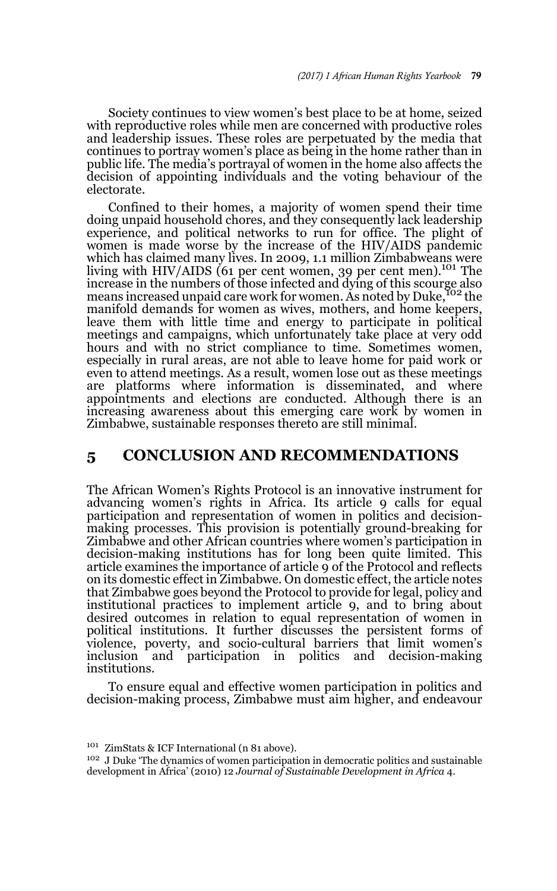Society continues to view women's best place to be at home, seized with reproductive roles while men are concerned with productive roles and leadership issues. These roles are perpetuated by the media that continues to portray women's place as being in the home rather than in public life. The media's portrayal of women in the home also affects the decision of appointing individuals and the voting behaviour of the electorate.

Confined to their homes, a majority of women spend their time doing unpaid household chores, and they consequently lack leadership experience, and political networks to run for office. The plight of women is made worse by the increase of the HIV/AIDS pandemic which has claimed many lives. In 2009, 1.1 million Zimbabweans were living with HIV/AIDS (61 per cent women, 39 per cent men).[101] The increase in the numbers of those infected and dying of this scourge also means increased unpaid care work for women. As noted by Duke,[102] the manifold demands for women as wives, mothers, and home keepers, leave them with little time and energy to participate in political meetings and campaigns, which unfortunately take place at very odd hours and with no strict compliance to time. Sometimes women, especially in rural areas, are not able to leave home for paid work or even to attend meetings. As a result, women lose out as these meetings are platforms where information is disseminated, and where appointments and elections are conducted. Although there is an increasing awareness about this emerging care work by women in Zimbabwe, sustainable responses thereto are still minimal.

## 5 CONCLUSION AND RECOMMENDATIONS

The African Women's Rights Protocol is an innovative instrument for advancing women's rights in Africa. Its article 9 calls for equal participation and representation of women in politics and decision-making processes. This provision is potentially ground-breaking for Zimbabwe and other African countries where women's participation in decision-making institutions has for long been quite limited. This article examines the importance of article 9 of the Protocol and reflects on its domestic effect in Zimbabwe. On domestic effect, the article notes that Zimbabwe goes beyond the Protocol to provide for legal, policy and institutional practices to implement article 9, and to bring about desired outcomes in relation to equal representation of women in political institutions. It further discusses the persistent forms of violence, poverty, and socio-cultural barriers that limit women's inclusion and participation in politics and decision-making institutions.

To ensure equal and effective women participation in politics and decision-making process, Zimbabwe must aim higher, and endeavour

[101] ZimStats & ICF International (n 81 above).

[102] J Duke 'The dynamics of women participation in democratic politics and sustainable development in Africa' (2010) 12 *Journal of Sustainable Development in Africa* 4.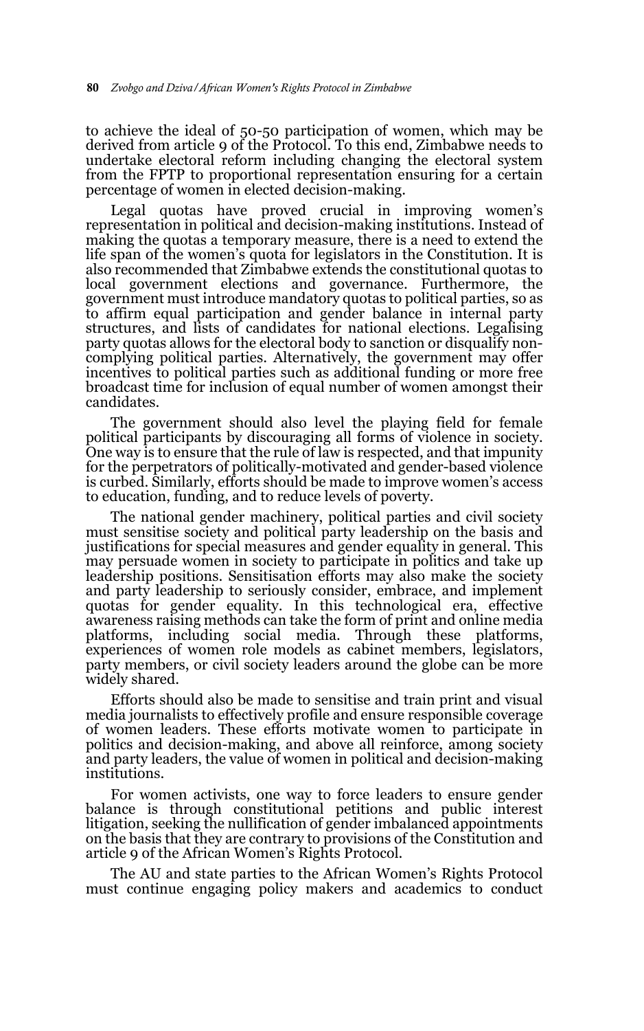to achieve the ideal of 50-50 participation of women, which may be derived from article 9 of the Protocol. To this end, Zimbabwe needs to undertake electoral reform including changing the electoral system from the FPTP to proportional representation ensuring for a certain percentage of women in elected decision-making.

Legal quotas have proved crucial in improving women's representation in political and decision-making institutions. Instead of making the quotas a temporary measure, there is a need to extend the life span of the women's quota for legislators in the Constitution. It is also recommended that Zimbabwe extends the constitutional quotas to local government elections and governance. Furthermore, the government must introduce mandatory quotas to political parties, so as to affirm equal participation and gender balance in internal party structures, and lists of candidates for national elections. Legalising party quotas allows for the electoral body to sanction or disqualify non-complying political parties. Alternatively, the government may offer incentives to political parties such as additional funding or more free broadcast time for inclusion of equal number of women amongst their candidates.

The government should also level the playing field for female political participants by discouraging all forms of violence in society. One way is to ensure that the rule of law is respected, and that impunity for the perpetrators of politically-motivated and gender-based violence is curbed. Similarly, efforts should be made to improve women's access to education, funding, and to reduce levels of poverty.

The national gender machinery, political parties and civil society must sensitise society and political party leadership on the basis and justifications for special measures and gender equality in general. This may persuade women in society to participate in politics and take up leadership positions. Sensitisation efforts may also make the society and party leadership to seriously consider, embrace, and implement quotas for gender equality. In this technological era, effective awareness raising methods can take the form of print and online media platforms, including social media. Through these platforms, experiences of women role models as cabinet members, legislators, party members, or civil society leaders around the globe can be more widely shared.

Efforts should also be made to sensitise and train print and visual media journalists to effectively profile and ensure responsible coverage of women leaders. These efforts motivate women to participate in politics and decision-making, and above all reinforce, among society and party leaders, the value of women in political and decision-making institutions.

For women activists, one way to force leaders to ensure gender balance is through constitutional petitions and public interest litigation, seeking the nullification of gender imbalanced appointments on the basis that they are contrary to provisions of the Constitution and article 9 of the African Women's Rights Protocol.

The AU and state parties to the African Women's Rights Protocol must continue engaging policy makers and academics to conduct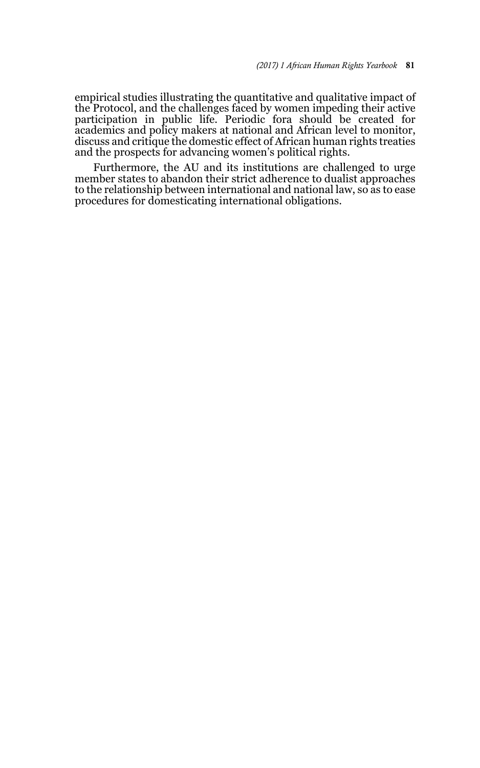empirical studies illustrating the quantitative and qualitative impact of the Protocol, and the challenges faced by women impeding their active participation in public life. Periodic fora should be created for academics and policy makers at national and African level to monitor, discuss and critique the domestic effect of African human rights treaties and the prospects for advancing women's political rights.

Furthermore, the AU and its institutions are challenged to urge member states to abandon their strict adherence to dualist approaches to the relationship between international and national law, so as to ease procedures for domesticating international obligations.